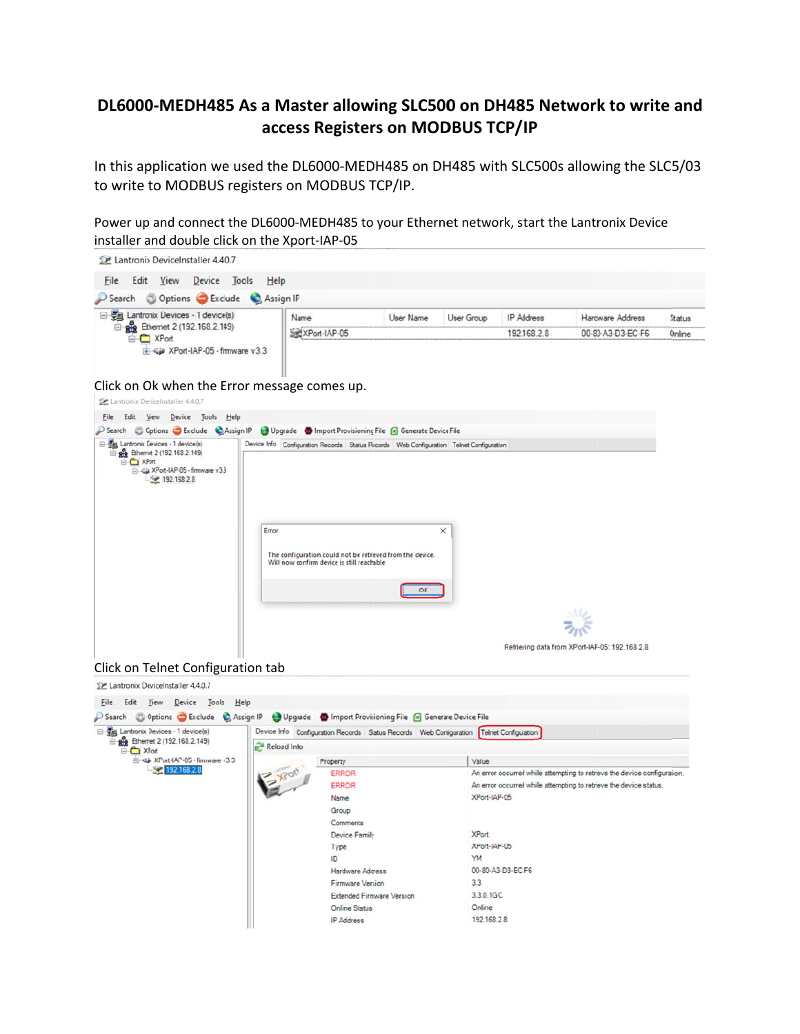# DL6000-MEDH485 As a Master allowing SLC500 on DH485 Network to write and access Registers on MODBUS TCP/IP

In this application we used the DL6000-MEDH485 on DH485 with SLC500s allowing the SLC5/03 to write to MODBUS registers on MODBUS TCP/IP.

Power up and connect the DL6000-MEDH485 to your Ethernet network, start the Lantronix Device installer and double click on the Xport-IAP-05

Click on Ok when the Error message comes up.

Click on Telnet Configuration tab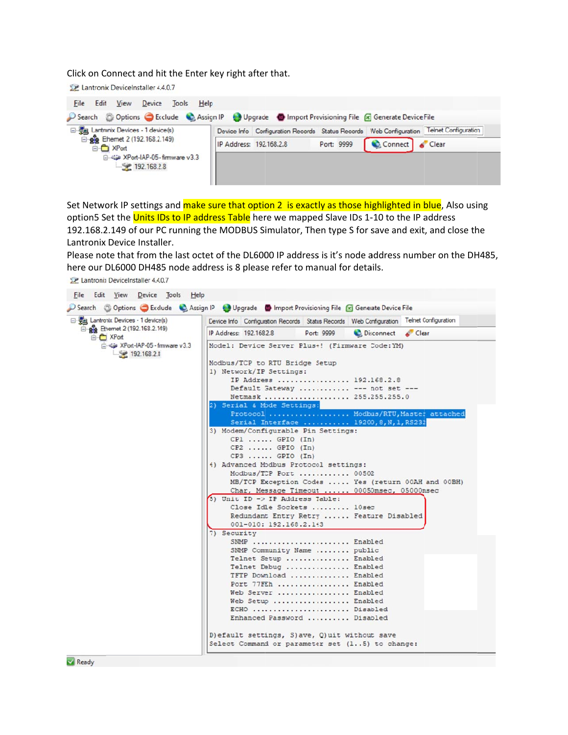Click on Connect and hit the Enter key right after that.

Lantronix DeviceInstaller 4.4.0.7

File Edit View Device Tools Help

Search Options Exclude Assign IP Upgrade Import Provisioning File Generate Device File

Lantronix Devices - 1 device(s)
Ethernet 2 (192.168.2.149)
XPort
XPort-IAP-05 - firmware v3.3
192.168.2.8

Device Info | Configuration Records | Status Records | Web Configuration | Telnet Configuration

IP Address: 192.168.2.8 Port: 9999 Connect Clear

Set Network IP settings and make sure that option 2 is exactly as those highlighted in blue, Also using option5 Set the Units IDs to IP address Table here we mapped Slave IDs 1-10 to the IP address 192.168.2.149 of our PC running the MODBUS Simulator, Then type S for save and exit, and close the Lantronix Device Installer.

Please note that from the last octet of the DL6000 IP address is it's node address number on the DH485, here our DL6000 DH485 node address is 8 please refer to manual for details.

Lantronix DeviceInstaller 4.4.0.7

File Edit View Device Tools Help

Search Options Exclude Assign IP Upgrade Import Provisioning File Generate Device File

Lantronix Devices - 1 device(s)
Ethernet 2 (192.168.2.149)
XPort
XPort-IAP-05 - firmware v3.3
192.168.2.8

Device Info | Configuration Records | Status Records | Web Configuration | Telnet Configuration

IP Address: 192.168.2.8 Port: 9999 Disconnect Clear

```
Model: Device Server Plus+! (Firmware Code:YM)

Modbus/TCP to RTU Bridge Setup
1) Network/IP Settings:
     IP Address ................. 192.168.2.8
     Default Gateway ............ --- not set ---
     Netmask .................... 255.255.255.0
2) Serial & Mode Settings:
     Protocol ................... Modbus/RTU,Master attached
     Serial Interface ........... 19200,8,N,1,RS232
3) Modem/Configurable Pin Settings:
     CP1 ...... GPIO (In)
     CP2 ...... GPIO (In)
     CP3 ...... GPIO (In)
4) Advanced Modbus Protocol settings:
     Modbus/TCP Port ............ 00502
     MB/TCP Exception Codes ..... Yes (return 00AH and 00BH)
     Char, Message Timeout ...... 00050msec, 05000msec
5) Unit ID -> IP Address Table:
     Close Idle Sockets ......... 10sec
     Redundant Entry Retry ...... Feature Disabled
     001-010: 192.168.2.149
7) Security
     SNMP ....................... Enabled
     SNMP Community Name ........ public
     Telnet Setup ............... Enabled
     Telnet Debug ............... Enabled
     TFTP Download .............. Enabled
     Port 77FEh ................. Enabled
     Web Server ................. Enabled
     Web Setup .................. Enabled
     ECHO ....................... Disabled
     Enhanced Password .......... Disabled

D)efault settings, S)ave, Q)uit without save
Select Command or parameter set (1..5) to change:
```

Ready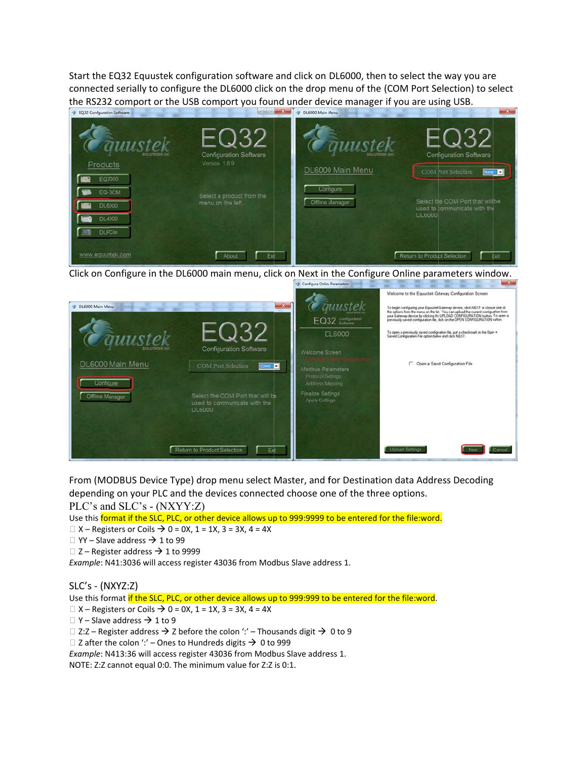Start the EQ32 Equustek configuration software and click on DL6000, then to select the way you are connected serially to configure the DL6000 click on the drop menu of the (COM Port Selection) to select the RS232 comport or the USB comport you found under device manager if you are using USB.

Click on Configure in the DL6000 main menu, click on Next in the Configure Online parameters window.

From (MODBUS Device Type) drop menu select Master, and for Destination data Address Decoding depending on your PLC and the devices connected choose one of the three options.

PLC's and SLC's - (NXYY:Z)

Use this format if the SLC, PLC, or other device allows up to 999:9999 to be entered for the file:word.

- X – Registers or Coils → 0 = 0X, 1 = 1X, 3 = 3X, 4 = 4X
- YY – Slave address → 1 to 99
- Z – Register address → 1 to 9999

*Example*: N41:3036 will access register 43036 from Modbus Slave address 1.

SLC's - (NXYZ:Z)

Use this format if the SLC, PLC, or other device allows up to 999:999 to be entered for the file:word.

- X – Registers or Coils → 0 = 0X, 1 = 1X, 3 = 3X, 4 = 4X
- Y – Slave address → 1 to 9
- Z:Z – Register address → Z before the colon ':' – Thousands digit → 0 to 9
- Z after the colon ':' – Ones to Hundreds digits → 0 to 999

*Example*: N413:36 will access register 43036 from Modbus Slave address 1.

NOTE: Z:Z cannot equal 0:0. The minimum value for Z:Z is 0:1.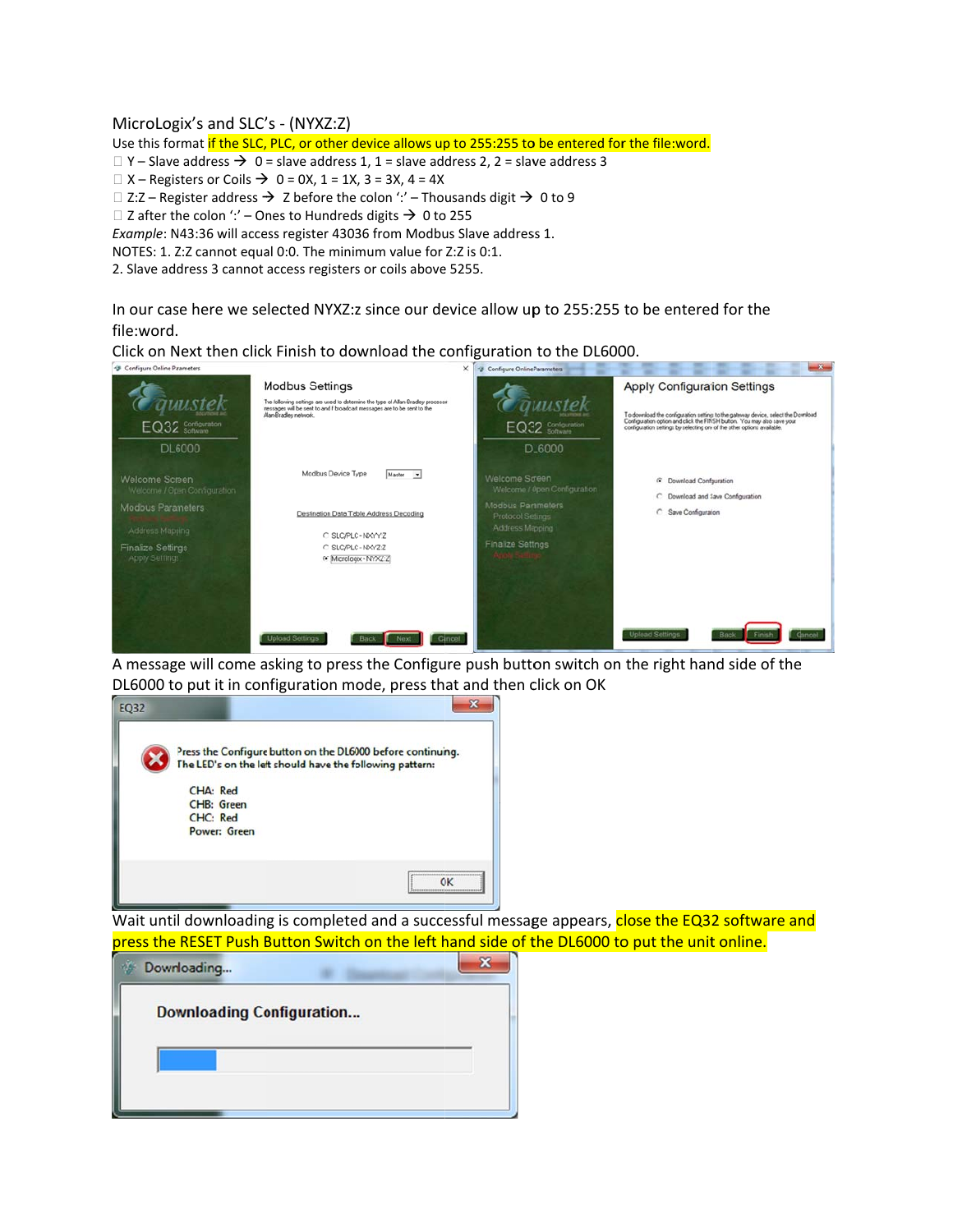MicroLogix's and SLC's - (NYXZ:Z)

Use this format if the SLC, PLC, or other device allows up to 255:255 to be entered for the file:word.

- Y – Slave address → 0 = slave address 1, 1 = slave address 2, 2 = slave address 3
- X – Registers or Coils → 0 = 0X, 1 = 1X, 3 = 3X, 4 = 4X
- Z:Z – Register address → Z before the colon ':' – Thousands digit → 0 to 9
- Z after the colon ':' – Ones to Hundreds digits → 0 to 255

*Example*: N43:36 will access register 43036 from Modbus Slave address 1.

NOTES: 1. Z:Z cannot equal 0:0. The minimum value for Z:Z is 0:1.

2. Slave address 3 cannot access registers or coils above 5255.

In our case here we selected NYXZ:z since our device allow up to 255:255 to be entered for the file:word.

Click on Next then click Finish to download the configuration to the DL6000.

A message will come asking to press the Configure push button switch on the right hand side of the DL6000 to put it in configuration mode, press that and then click on OK

Wait until downloading is completed and a successful message appears, close the EQ32 software and press the RESET Push Button Switch on the left hand side of the DL6000 to put the unit online.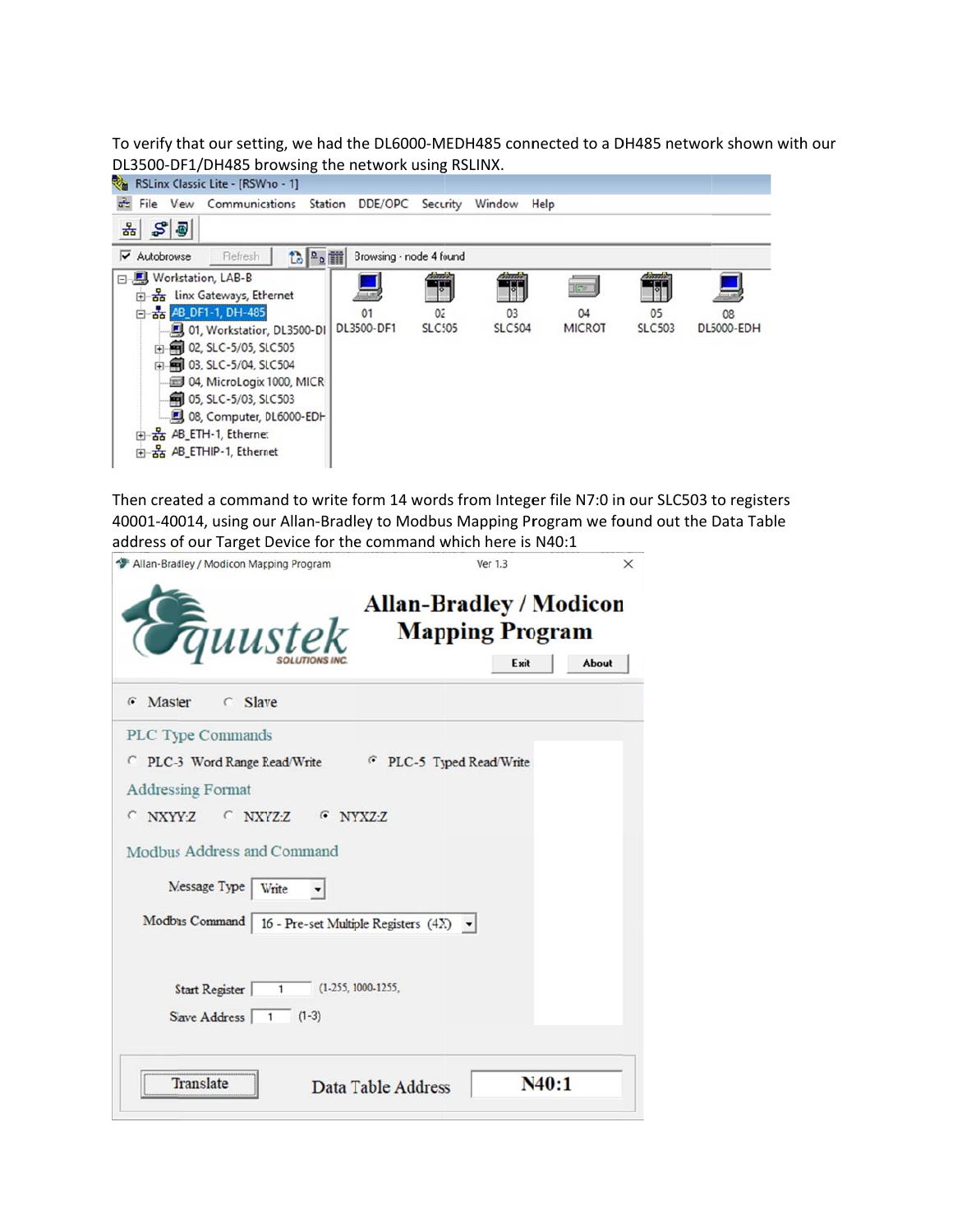To verify that our setting, we had the DL6000-MEDH485 connected to a DH485 network shown with our DL3500-DF1/DH485 browsing the network using RSLINX.

RSLinx Classic Lite - [RSWho - 1]

File View Communications Station DDE/OPC Security Window Help

Autobrowse Refresh Browsing - node 4 found

- Workstation, LAB-B
  - Linx Gateways, Ethernet
  - AB_DF1-1, DH-485
    - 01, Workstation, DL3500-DI
    - 02, SLC-5/05, SLC505
    - 03, SLC-5/04, SLC504
    - 04, MicroLogix 1000, MICR
    - 05, SLC-5/03, SLC503
    - 08, Computer, DL6000-EDH
  - AB_ETH-1, Ethernet
  - AB_ETHIP-1, Ethernet

01 DL3500-DF1 | 02 SLC505 | 03 SLC504 | 04 MICROT | 05 SLC503 | 08 DL6000-EDH

Then created a command to write form 14 words from Integer file N7:0 in our SLC503 to registers 40001-40014, using our Allan-Bradley to Modbus Mapping Program we found out the Data Table address of our Target Device for the command which here is N40:1

Allan-Bradley / Modicon Mapping Program Ver 1.3

Equustek SOLUTIONS INC.

**Allan-Bradley / Modicon Mapping Program**

Exit About

Master Slave

PLC Type Commands

PLC-3 Word Range Read/Write PLC-5 Typed Read/Write

Addressing Format

NXYY:Z NXYZ:Z NYXZ:Z

Modbus Address and Command

Message Type: Write

Modbus Command: 16 - Pre-set Multiple Registers (4X)

Start Register: 1 (1-255, 1000-1255,

Slave Address: 1 (1-3)

Translate Data Table Address **N40:1**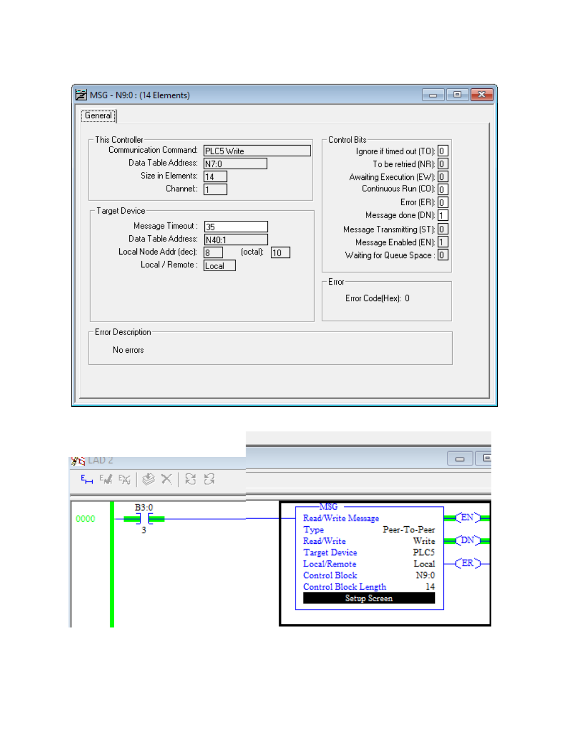MSG - N9:0 : (14 Elements)

General

**This Controller**

| | |
|---|---|
| Communication Command: | PLC5 Write |
| Data Table Address: | N7:0 |
| Size in Elements: | 14 |
| Channel: | 1 |

**Target Device**

| | |
|---|---|
| Message Timeout : | 35 |
| Data Table Address: | N40:1 |
| Local Node Addr (dec): | 8 (octal): 10 |
| Local / Remote : | Local |

**Control Bits**

| | |
|---|---|
| Ignore if timed out (TO): | 0 |
| To be retried (NR): | 0 |
| Awaiting Execution (EW): | 0 |
| Continuous Run (CO): | 0 |
| Error (ER): | 0 |
| Message done (DN): | 1 |
| Message Transmitting (ST): | 0 |
| Message Enabled (EN): | 1 |
| Waiting for Queue Space : | 0 |

**Error**

Error Code(Hex): 0

**Error Description**

No errors

LAD 2

0000 — B3:0 / 3

MSG

| | |
|---|---|
| Read/Write Message | |
| Type | Peer-To-Peer |
| Read/Write | Write |
| Target Device | PLC5 |
| Local/Remote | Local |
| Control Block | N9:0 |
| Control Block Length | 14 |
| Setup Screen | |

(EN) (DN) (ER)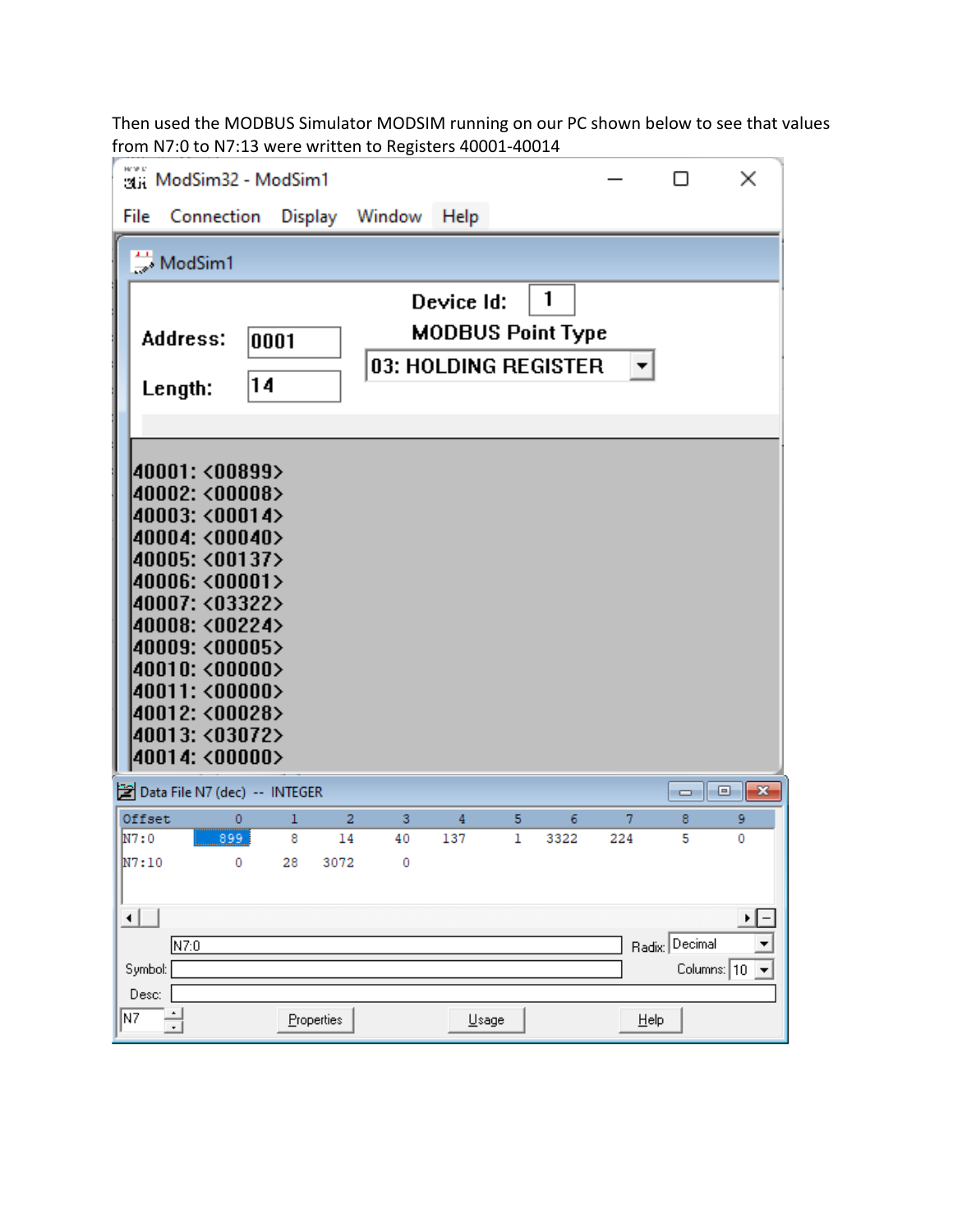Then used the MODBUS Simulator MODSIM running on our PC shown below to see that values from N7:0 to N7:13 were written to Registers 40001-40014

ModSim32 - ModSim1

File Connection Display Window Help

ModSim1

Device Id: 1

Address: 0001

MODBUS Point Type

03: HOLDING REGISTER

Length: 14

40001: <00899>
40002: <00008>
40003: <00014>
40004: <00040>
40005: <00137>
40006: <00001>
40007: <03322>
40008: <00224>
40009: <00005>
40010: <00000>
40011: <00000>
40012: <00028>
40013: <03072>
40014: <00000>

Data File N7 (dec) -- INTEGER

| Offset | 0 | 1 | 2 | 3 | 4 | 5 | 6 | 7 | 8 | 9 |
|---|---|---|---|---|---|---|---|---|---|---|
| N7:0 | 899 | 8 | 14 | 40 | 137 | 1 | 3322 | 224 | 5 | 0 |
| N7:10 | 0 | 28 | 3072 | 0 | | | | | | |

N7:0

Radix: Decimal

Symbol:

Columns: 10

Desc:

N7

Properties

Usage

Help